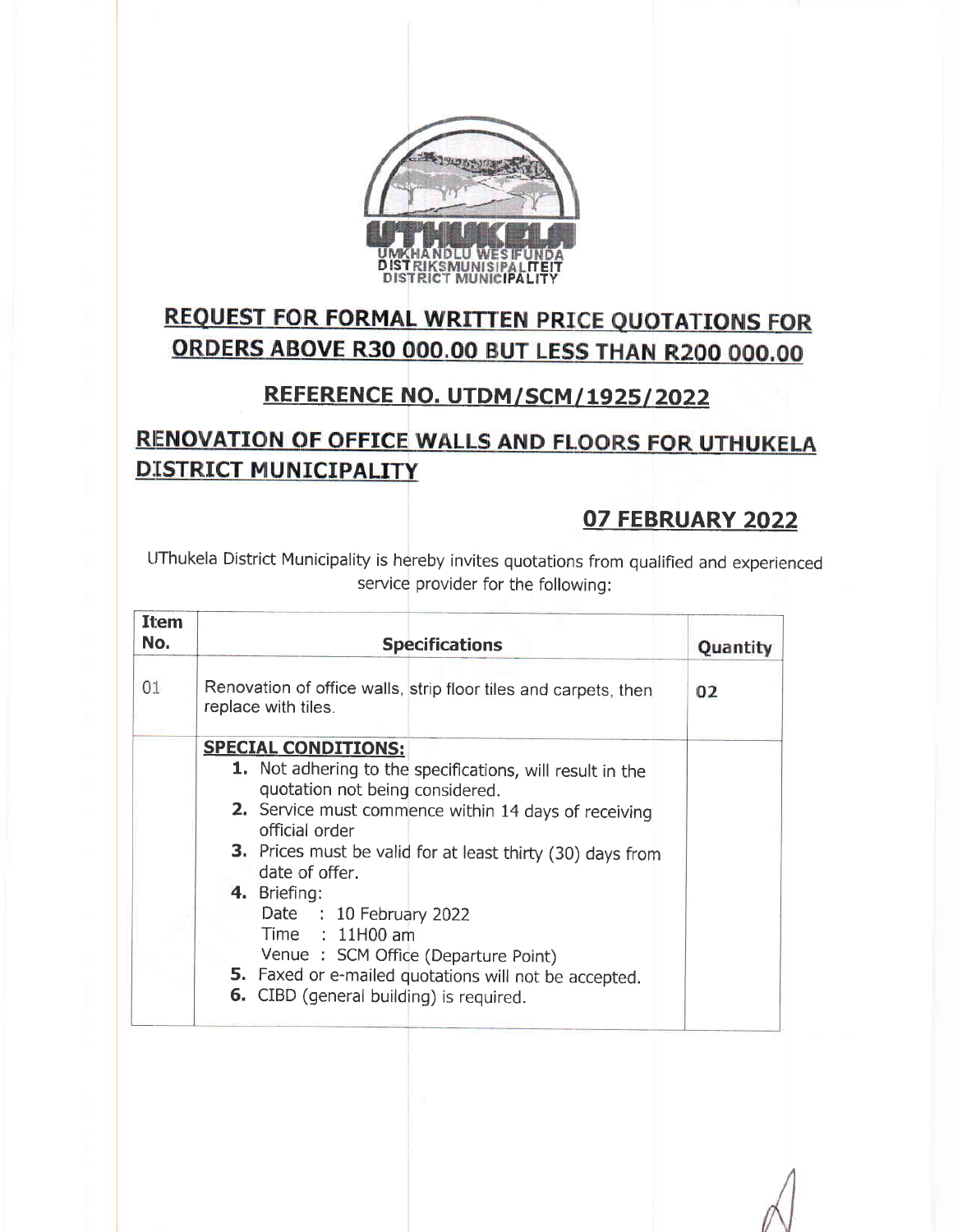UTHUKELA
UMKHANDLU WESIFUNDA
DISTRIKSMUNISIPALITEIT
DISTRICT MUNICIPALITY

# REQUEST FOR FORMAL WRITTEN PRICE QUOTATIONS FOR ORDERS ABOVE R30 000.00 BUT LESS THAN R200 000.00

## REFERENCE NO. UTDM/SCM/1925/2022

## RENOVATION OF OFFICE WALLS AND FLOORS FOR UTHUKELA DISTRICT MUNICIPALITY

**07 FEBRUARY 2022**

UThukela District Municipality is hereby invites quotations from qualified and experienced service provider for the following:

| Item No. | Specifications | Quantity |
|---|---|---|
| 01 | Renovation of office walls, strip floor tiles and carpets, then replace with tiles. | 02 |
| | **SPECIAL CONDITIONS:**<br>1. Not adhering to the specifications, will result in the quotation not being considered.<br>2. Service must commence within 14 days of receiving official order<br>3. Prices must be valid for at least thirty (30) days from date of offer.<br>4. Briefing:<br>Date : 10 February 2022<br>Time : 11H00 am<br>Venue : SCM Office (Departure Point)<br>5. Faxed or e-mailed quotations will not be accepted.<br>6. CIBD (general building) is required. | |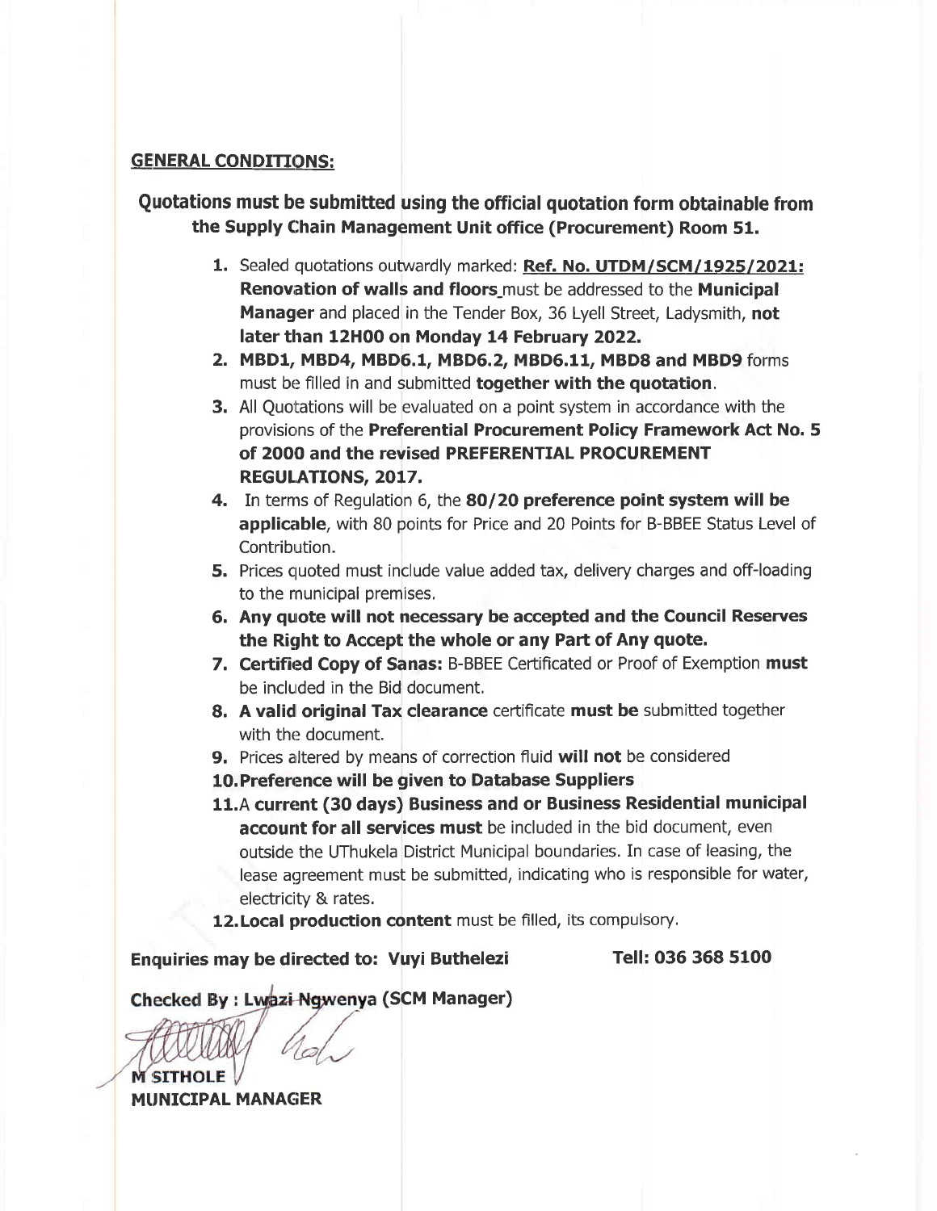## GENERAL CONDITIONS:

**Quotations must be submitted using the official quotation form obtainable from the Supply Chain Management Unit office (Procurement) Room 51.**

1. Sealed quotations outwardly marked: **Ref. No. UTDM/SCM/1925/2021: Renovation of walls and floors** must be addressed to the **Municipal Manager** and placed in the Tender Box, 36 Lyell Street, Ladysmith, **not later than 12H00 on Monday 14 February 2022.**
2. **MBD1, MBD4, MBD6.1, MBD6.2, MBD6.11, MBD8 and MBD9** forms must be filled in and submitted **together with the quotation**.
3. All Quotations will be evaluated on a point system in accordance with the provisions of the **Preferential Procurement Policy Framework Act No. 5 of 2000 and the revised PREFERENTIAL PROCUREMENT REGULATIONS, 2017.**
4. In terms of Regulation 6, the **80/20 preference point system will be applicable**, with 80 points for Price and 20 Points for B-BBEE Status Level of Contribution.
5. Prices quoted must include value added tax, delivery charges and off-loading to the municipal premises.
6. **Any quote will not necessary be accepted and the Council Reserves the Right to Accept the whole or any Part of Any quote.**
7. **Certified Copy of Sanas:** B-BBEE Certificated or Proof of Exemption **must** be included in the Bid document.
8. **A valid original Tax clearance** certificate **must be** submitted together with the document.
9. Prices altered by means of correction fluid **will not** be considered
10. **Preference will be given to Database Suppliers**
11. A **current (30 days) Business and or Business Residential municipal account for all services must** be included in the bid document, even outside the UThukela District Municipal boundaries. In case of leasing, the lease agreement must be submitted, indicating who is responsible for water, electricity & rates.
12. **Local production content** must be filled, its compulsory.

**Enquiries may be directed to: Vuyi Buthelezi** **Tell: 036 368 5100**

**Checked By : Lwazi Ngwenya (SCM Manager)**

**M SITHOLE**
**MUNICIPAL MANAGER**